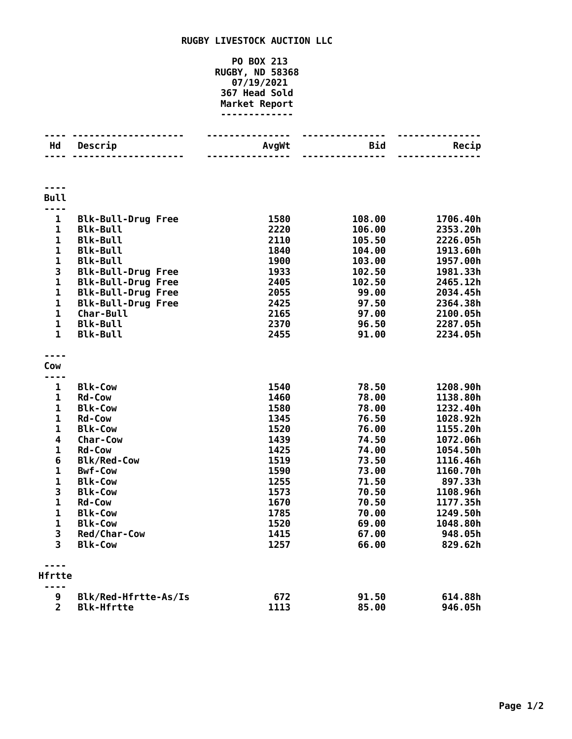# RUGBY LIVESTOCK AUCTION LLC

**PO BOX 213**
**RUGBY, ND 58368**
**07/19/2021**
**367 Head Sold**
**Market Report**

| Hd | Descrip | AvgWt | Bid | Recip |
|---|---|---|---|---|
| **Bull** | | | | |
| 1 | Blk-Bull-Drug Free | 1580 | 108.00 | 1706.40h |
| 1 | Blk-Bull | 2220 | 106.00 | 2353.20h |
| 1 | Blk-Bull | 2110 | 105.50 | 2226.05h |
| 1 | Blk-Bull | 1840 | 104.00 | 1913.60h |
| 1 | Blk-Bull | 1900 | 103.00 | 1957.00h |
| 3 | Blk-Bull-Drug Free | 1933 | 102.50 | 1981.33h |
| 1 | Blk-Bull-Drug Free | 2405 | 102.50 | 2465.12h |
| 1 | Blk-Bull-Drug Free | 2055 | 99.00 | 2034.45h |
| 1 | Blk-Bull-Drug Free | 2425 | 97.50 | 2364.38h |
| 1 | Char-Bull | 2165 | 97.00 | 2100.05h |
| 1 | Blk-Bull | 2370 | 96.50 | 2287.05h |
| 1 | Blk-Bull | 2455 | 91.00 | 2234.05h |
| **Cow** | | | | |
| 1 | Blk-Cow | 1540 | 78.50 | 1208.90h |
| 1 | Rd-Cow | 1460 | 78.00 | 1138.80h |
| 1 | Blk-Cow | 1580 | 78.00 | 1232.40h |
| 1 | Rd-Cow | 1345 | 76.50 | 1028.92h |
| 1 | Blk-Cow | 1520 | 76.00 | 1155.20h |
| 4 | Char-Cow | 1439 | 74.50 | 1072.06h |
| 1 | Rd-Cow | 1425 | 74.00 | 1054.50h |
| 6 | Blk/Red-Cow | 1519 | 73.50 | 1116.46h |
| 1 | Bwf-Cow | 1590 | 73.00 | 1160.70h |
| 1 | Blk-Cow | 1255 | 71.50 | 897.33h |
| 3 | Blk-Cow | 1573 | 70.50 | 1108.96h |
| 1 | Rd-Cow | 1670 | 70.50 | 1177.35h |
| 1 | Blk-Cow | 1785 | 70.00 | 1249.50h |
| 1 | Blk-Cow | 1520 | 69.00 | 1048.80h |
| 3 | Red/Char-Cow | 1415 | 67.00 | 948.05h |
| 3 | Blk-Cow | 1257 | 66.00 | 829.62h |
| **Hfrtte** | | | | |
| 9 | Blk/Red-Hfrtte-As/Is | 672 | 91.50 | 614.88h |
| 2 | Blk-Hfrtte | 1113 | 85.00 | 946.05h |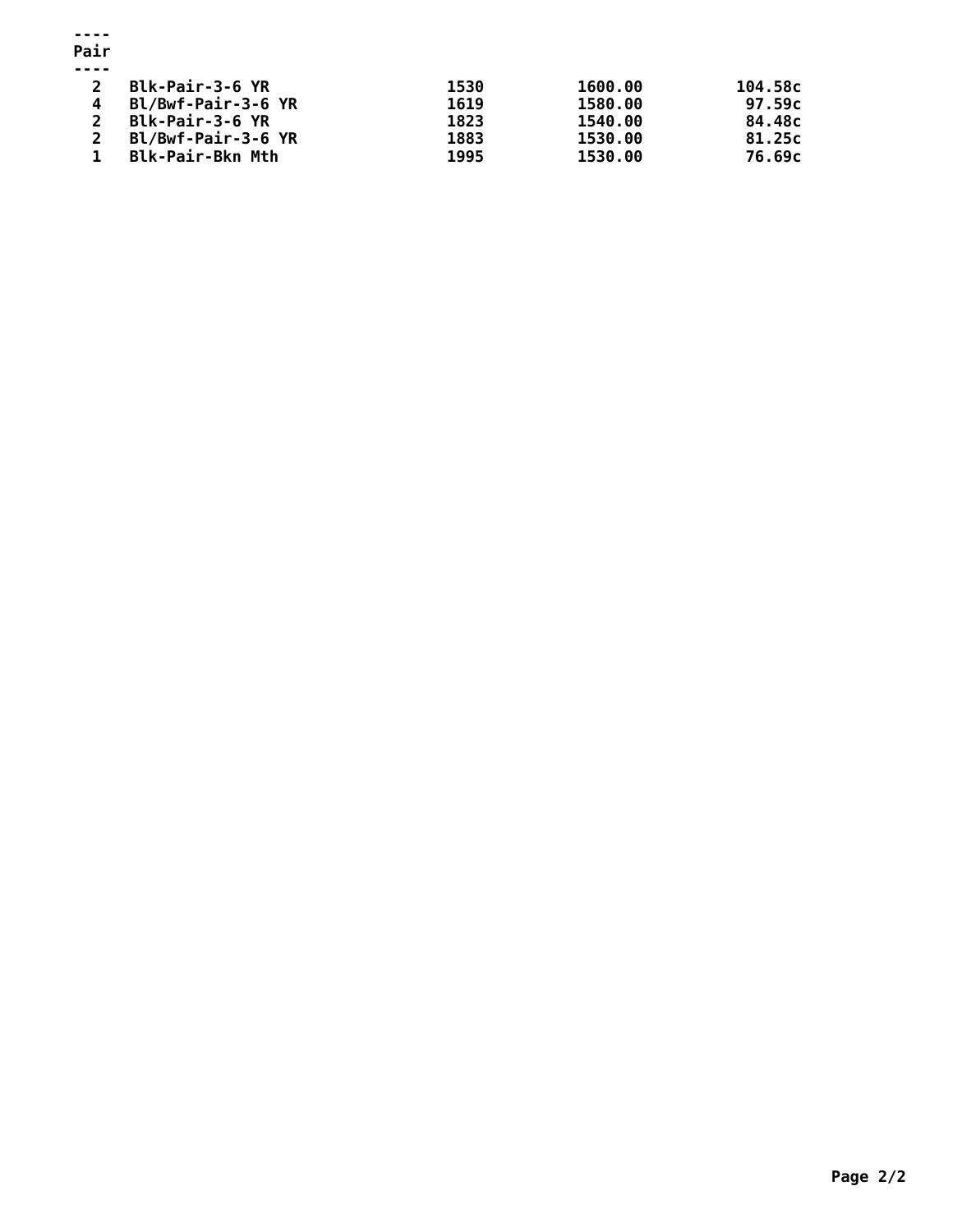| Pair | | | | |
| --- | --- | --- | --- | --- |
| 2 | Blk-Pair-3-6 YR | 1530 | 1600.00 | 104.58c |
| 4 | Bl/Bwf-Pair-3-6 YR | 1619 | 1580.00 | 97.59c |
| 2 | Blk-Pair-3-6 YR | 1823 | 1540.00 | 84.48c |
| 2 | Bl/Bwf-Pair-3-6 YR | 1883 | 1530.00 | 81.25c |
| 1 | Blk-Pair-Bkn Mth | 1995 | 1530.00 | 76.69c |